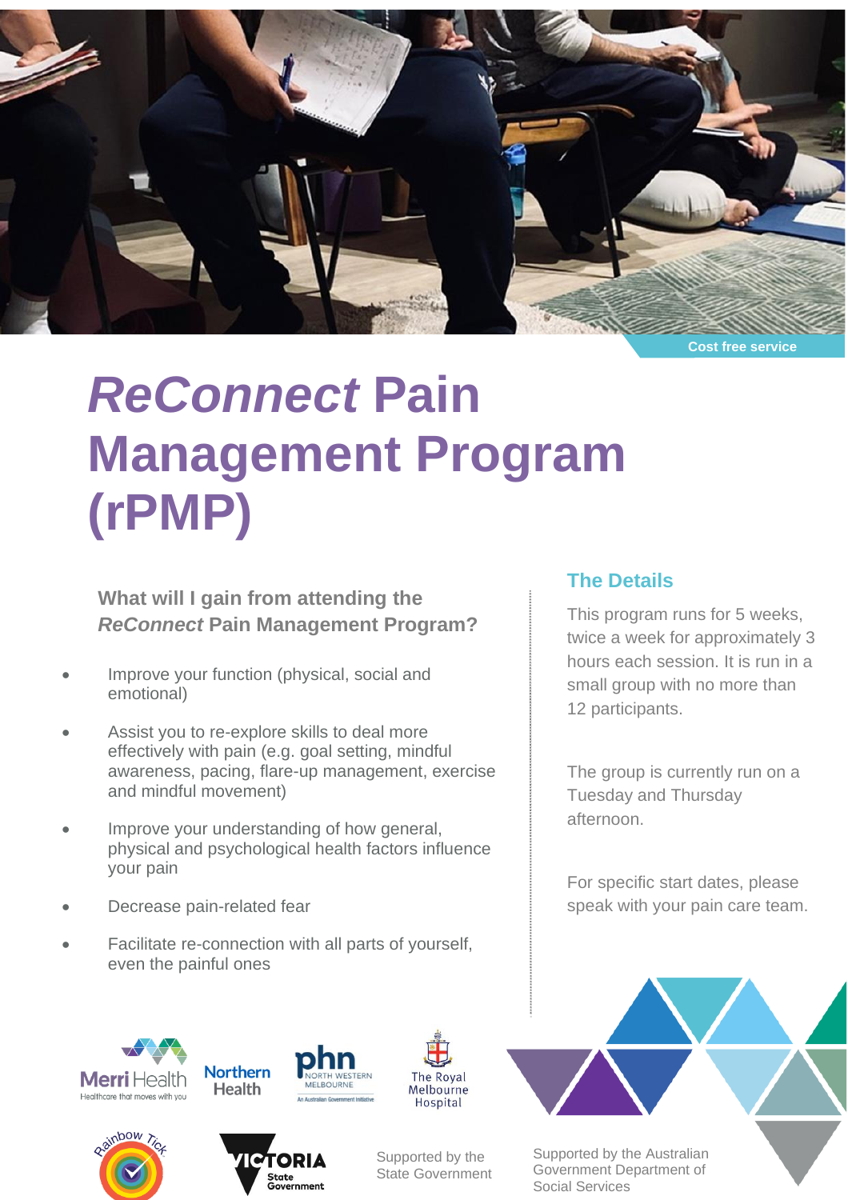Cost free service

# *ReConnect* Pain Management Program (rPMP)

### What will I gain from attending the *ReConnect* Pain Management Program?

- Improve your function (physical, social and emotional)
- Assist you to re-explore skills to deal more effectively with pain (e.g. goal setting, mindful awareness, pacing, flare-up management, exercise and mindful movement)
- Improve your understanding of how general, physical and psychological health factors influence your pain
- Decrease pain-related fear
- Facilitate re-connection with all parts of yourself, even the painful ones

### The Details

This program runs for 5 weeks, twice a week for approximately 3 hours each session. It is run in a small group with no more than 12 participants.

The group is currently run on a Tuesday and Thursday afternoon.

For specific start dates, please speak with your pain care team.

Merri Health — Healthcare that moves with you

Northern Health

phn NORTH WESTERN MELBOURNE — An Australian Government Initiative

The Royal Melbourne Hospital

Rainbow Tick

Victoria State Government

Supported by the State Government

Supported by the Australian Government Department of Social Services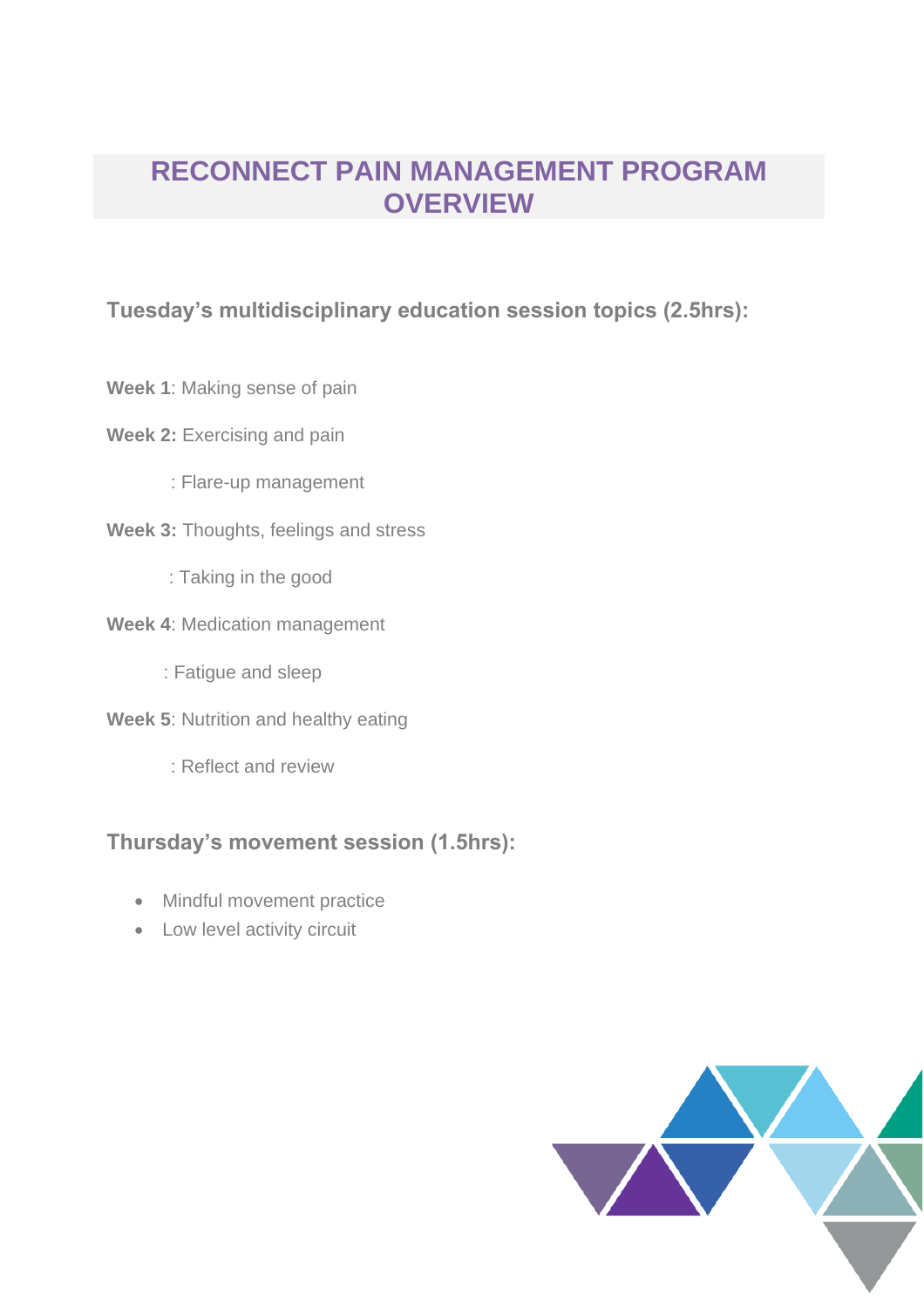# RECONNECT PAIN MANAGEMENT PROGRAM OVERVIEW

## Tuesday's multidisciplinary education session topics (2.5hrs):

**Week 1**: Making sense of pain

**Week 2:** Exercising and pain

: Flare-up management

**Week 3:** Thoughts, feelings and stress

: Taking in the good

**Week 4**: Medication management

: Fatigue and sleep

**Week 5**: Nutrition and healthy eating

: Reflect and review

## Thursday's movement session (1.5hrs):

- Mindful movement practice
- Low level activity circuit